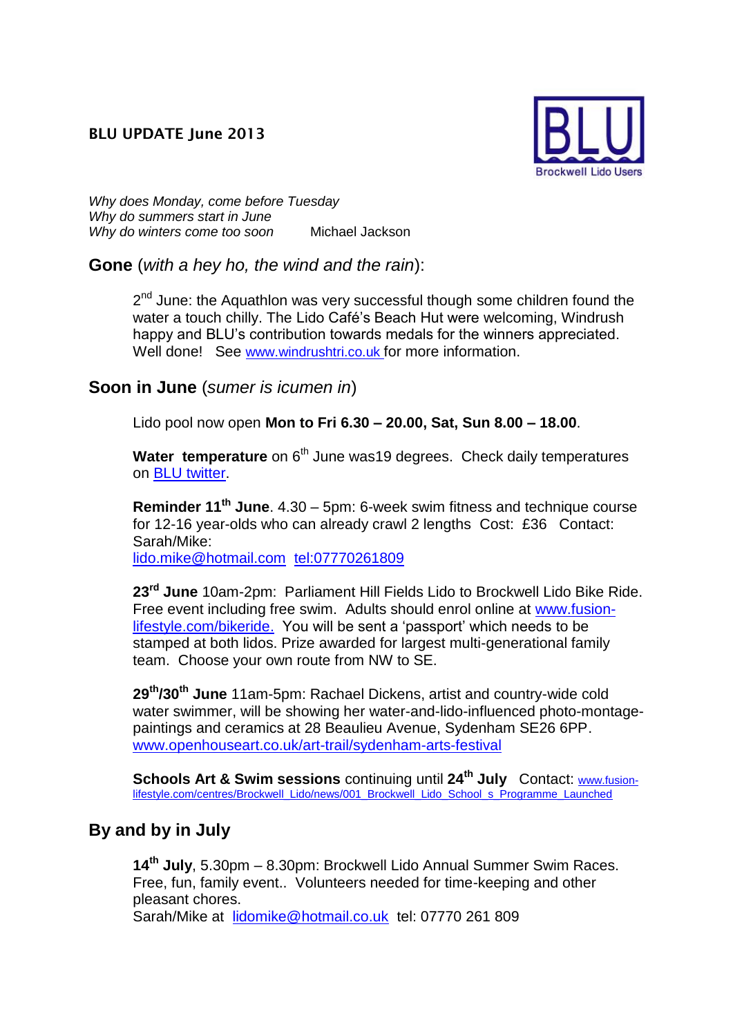# BLU UPDATE June 2013

BLU
Brockwell Lido Users

*Why does Monday, come before Tuesday*
*Why do summers start in June*
*Why do winters come too soon* Michael Jackson

## Gone (*with a hey ho, the wind and the rain*):

2nd June: the Aquathlon was very successful though some children found the water a touch chilly. The Lido Café's Beach Hut were welcoming, Windrush happy and BLU's contribution towards medals for the winners appreciated. Well done! See www.windrushtri.co.uk for more information.

## Soon in June (*sumer is icumen in*)

Lido pool now open **Mon to Fri 6.30 – 20.00, Sat, Sun 8.00 – 18.00**.

**Water temperature** on 6th June was19 degrees. Check daily temperatures on BLU twitter.

**Reminder 11th June**. 4.30 – 5pm: 6-week swim fitness and technique course for 12-16 year-olds who can already crawl 2 lengths Cost: £36 Contact: Sarah/Mike:
lido.mike@hotmail.com tel:07770261809

**23rd June** 10am-2pm: Parliament Hill Fields Lido to Brockwell Lido Bike Ride. Free event including free swim. Adults should enrol online at www.fusion-lifestyle.com/bikeride. You will be sent a 'passport' which needs to be stamped at both lidos. Prize awarded for largest multi-generational family team. Choose your own route from NW to SE.

**29th/30th June** 11am-5pm: Rachael Dickens, artist and country-wide cold water swimmer, will be showing her water-and-lido-influenced photo-montage-paintings and ceramics at 28 Beaulieu Avenue, Sydenham SE26 6PP. www.openhouseart.co.uk/art-trail/sydenham-arts-festival

**Schools Art & Swim sessions** continuing until **24th July** Contact: www.fusion-lifestyle.com/centres/Brockwell_Lido/news/001_Brockwell_Lido_School_s_Programme_Launched

## By and by in July

**14th July**, 5.30pm – 8.30pm: Brockwell Lido Annual Summer Swim Races. Free, fun, family event.. Volunteers needed for time-keeping and other pleasant chores.
Sarah/Mike at lidomike@hotmail.co.uk tel: 07770 261 809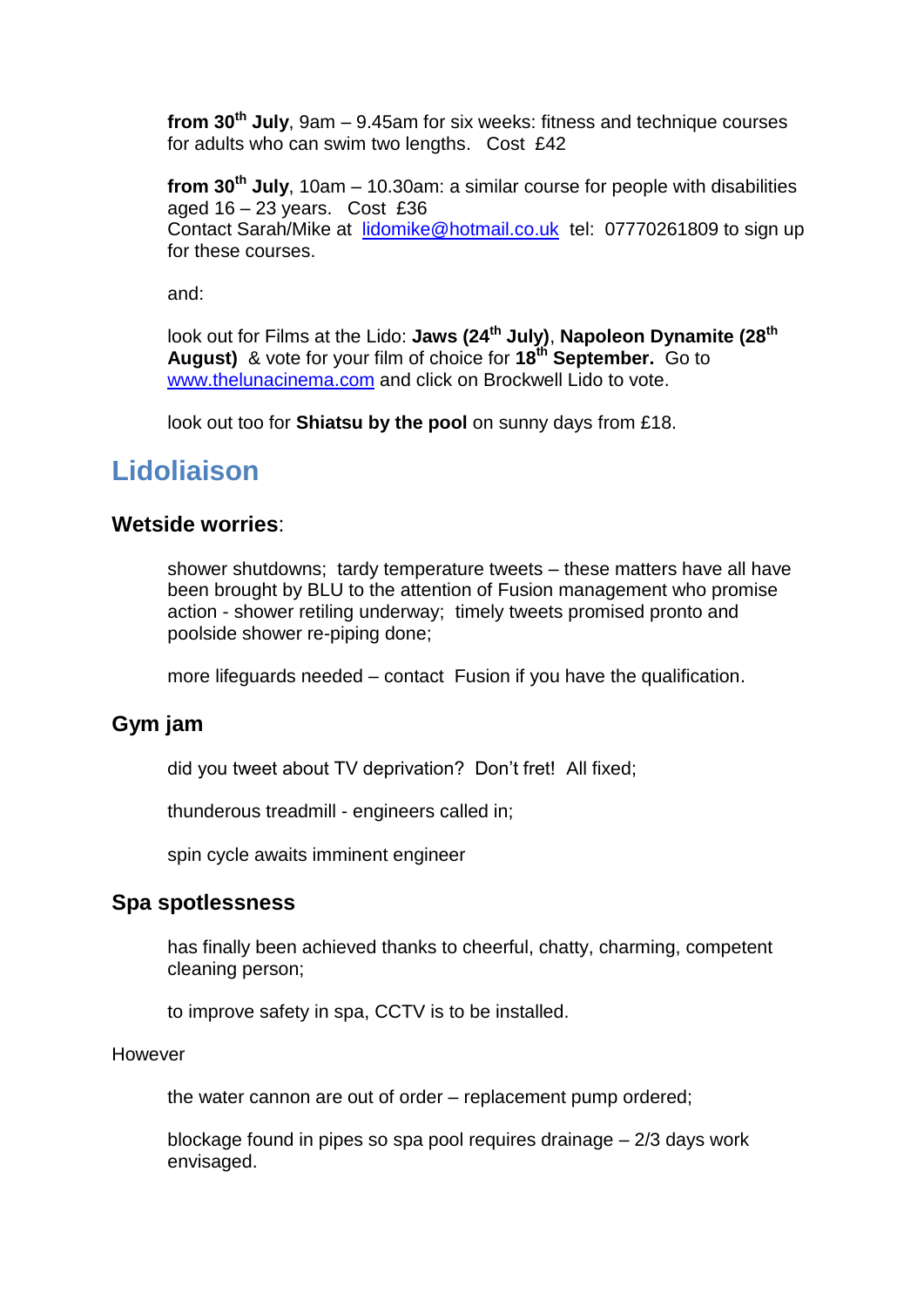**from 30th July**, 9am – 9.45am for six weeks: fitness and technique courses for adults who can swim two lengths. Cost £42

**from 30th July**, 10am – 10.30am: a similar course for people with disabilities aged 16 – 23 years. Cost £36
Contact Sarah/Mike at lidomike@hotmail.co.uk tel: 07770261809 to sign up for these courses.

and:

look out for Films at the Lido: **Jaws (24th July)**, **Napoleon Dynamite (28th August)** & vote for your film of choice for **18th September.** Go to www.thelunacinema.com and click on Brockwell Lido to vote.

look out too for **Shiatsu by the pool** on sunny days from £18.

## Lidoliaison

### Wetside worries:

shower shutdowns; tardy temperature tweets – these matters have all have been brought by BLU to the attention of Fusion management who promise action - shower retiling underway; timely tweets promised pronto and poolside shower re-piping done;

more lifeguards needed – contact Fusion if you have the qualification.

### Gym jam

did you tweet about TV deprivation? Don't fret! All fixed;

thunderous treadmill - engineers called in;

spin cycle awaits imminent engineer

### Spa spotlessness

has finally been achieved thanks to cheerful, chatty, charming, competent cleaning person;

to improve safety in spa, CCTV is to be installed.

However

the water cannon are out of order – replacement pump ordered;

blockage found in pipes so spa pool requires drainage – 2/3 days work envisaged.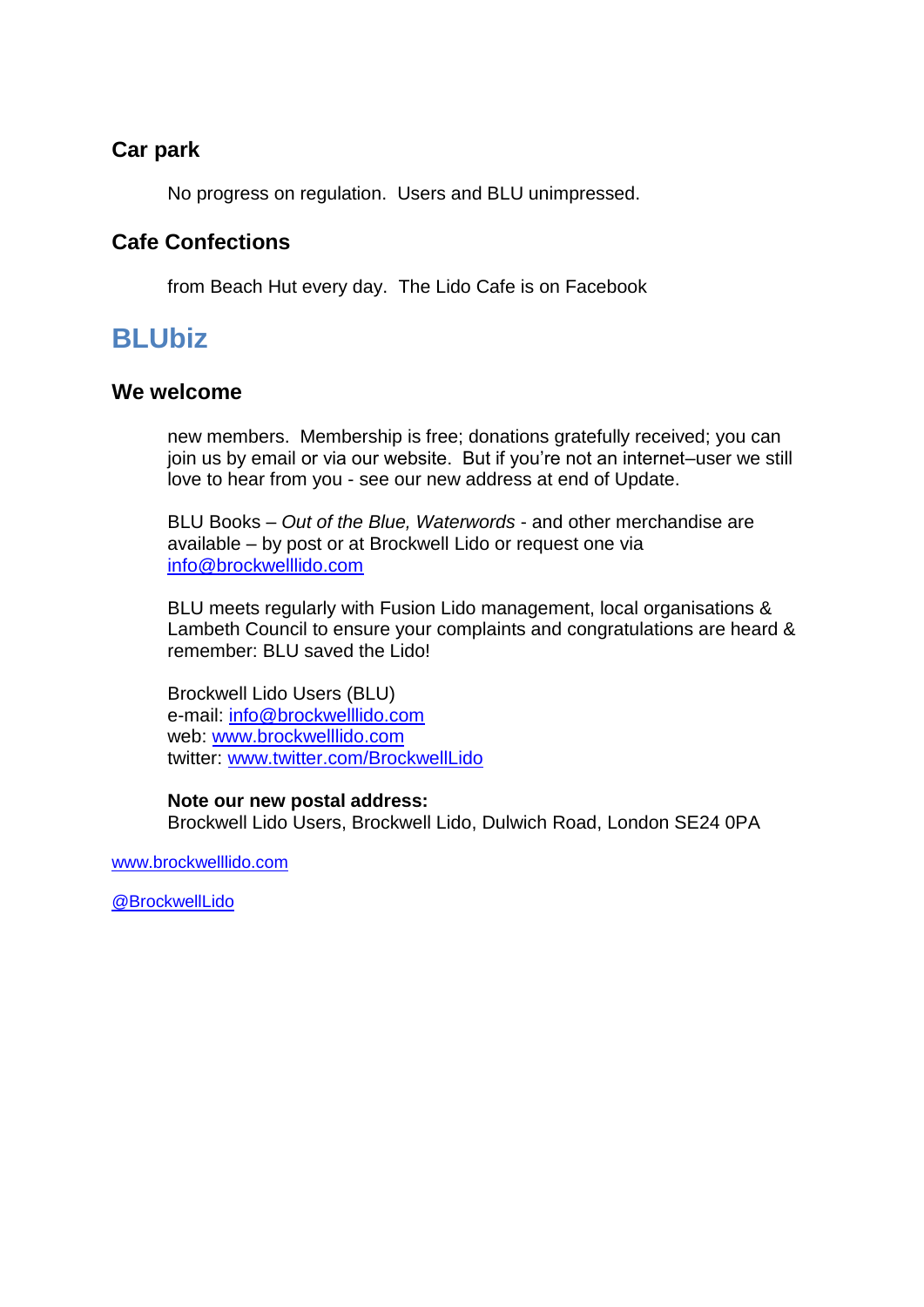### Car park

No progress on regulation.  Users and BLU unimpressed.

### Cafe Confections

from Beach Hut every day.  The Lido Cafe is on Facebook

## BLUbiz

### We welcome

new members.  Membership is free; donations gratefully received; you can join us by email or via our website.  But if you're not an internet–user we still love to hear from you - see our new address at end of Update.

BLU Books – *Out of the Blue, Waterwords* - and other merchandise are available – by post or at Brockwell Lido or request one via info@brockwelllido.com

BLU meets regularly with Fusion Lido management, local organisations & Lambeth Council to ensure your complaints and congratulations are heard & remember: BLU saved the Lido!

Brockwell Lido Users (BLU)
e-mail: info@brockwelllido.com
web: www.brockwelllido.com
twitter: www.twitter.com/BrockwellLido

**Note our new postal address:**
Brockwell Lido Users, Brockwell Lido, Dulwich Road, London SE24 0PA

www.brockwelllido.com

@BrockwellLido